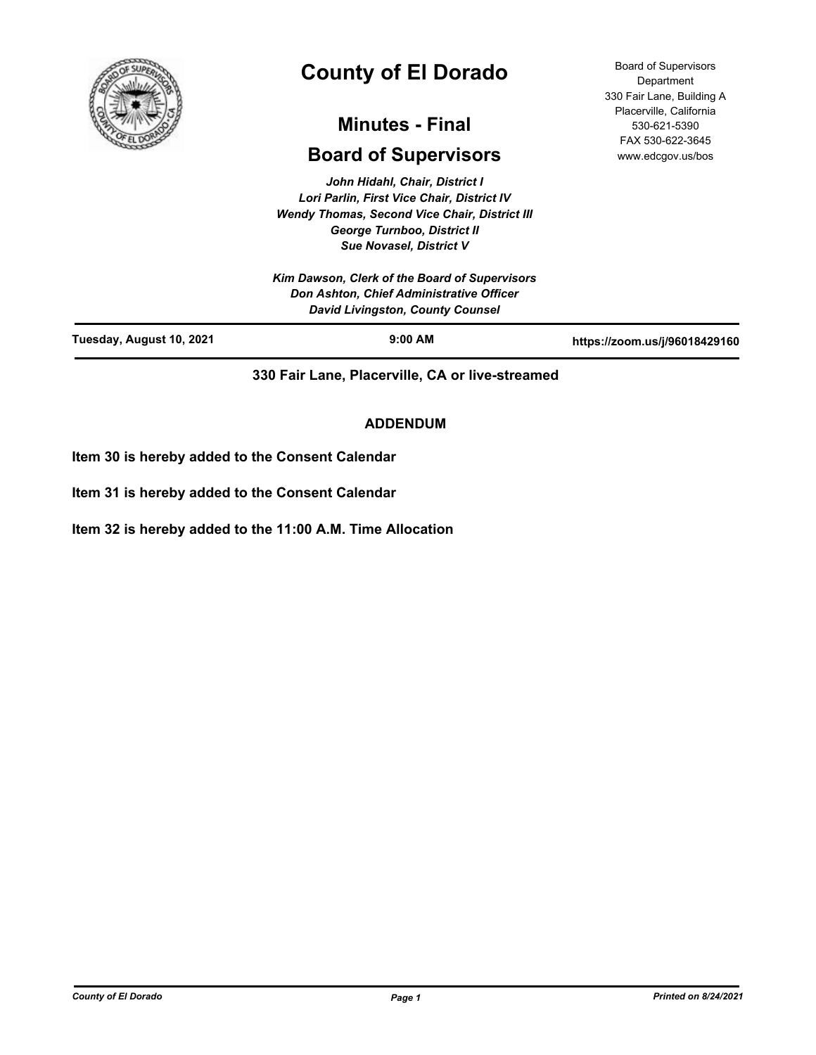# County of El Dorado

## Minutes - Final

## Board of Supervisors

Board of Supervisors Department
330 Fair Lane, Building A
Placerville, California
530-621-5390
FAX 530-622-3645
www.edcgov.us/bos

*John Hidahl, Chair, District I*
*Lori Parlin, First Vice Chair, District IV*
*Wendy Thomas, Second Vice Chair, District III*
*George Turnboo, District II*
*Sue Novasel, District V*

*Kim Dawson, Clerk of the Board of Supervisors*
*Don Ashton, Chief Administrative Officer*
*David Livingston, County Counsel*

**Tuesday, August 10, 2021** | **9:00 AM** | **https://zoom.us/j/96018429160**

**330 Fair Lane, Placerville, CA or live-streamed**

**ADDENDUM**

**Item 30 is hereby added to the Consent Calendar**

**Item 31 is hereby added to the Consent Calendar**

**Item 32 is hereby added to the 11:00 A.M. Time Allocation**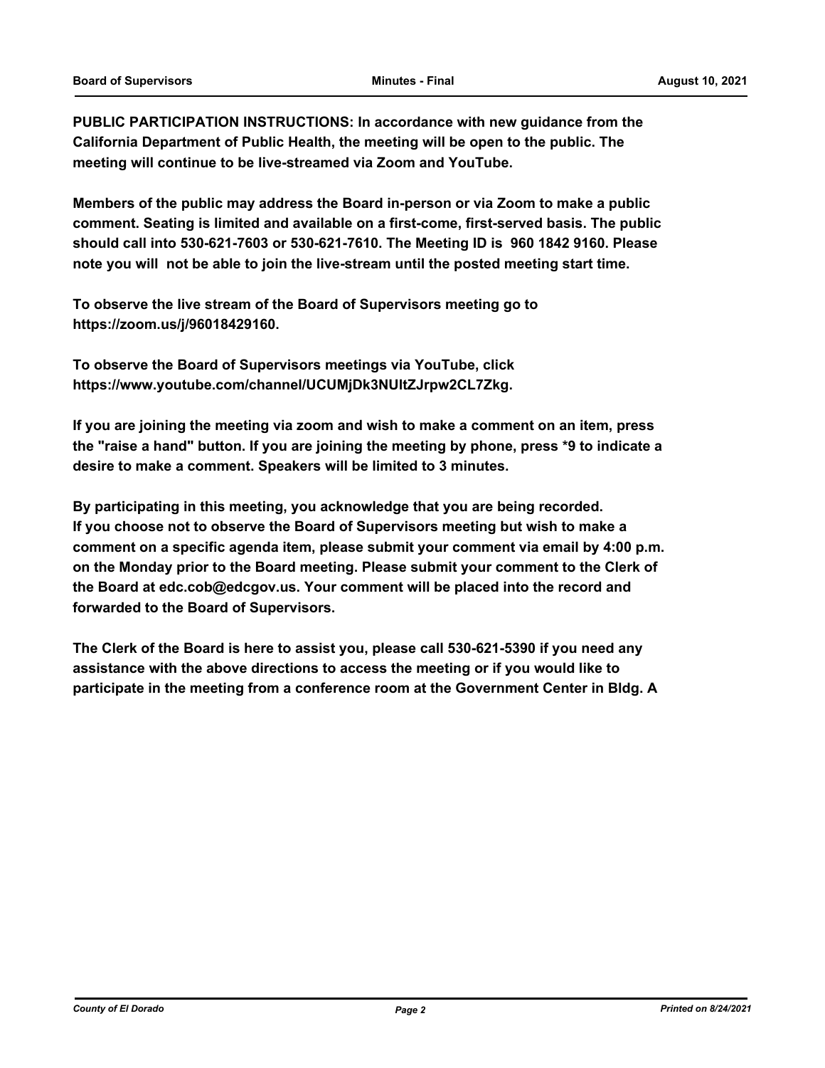**PUBLIC PARTICIPATION INSTRUCTIONS: In accordance with new guidance from the California Department of Public Health, the meeting will be open to the public. The meeting will continue to be live-streamed via Zoom and YouTube.**

**Members of the public may address the Board in-person or via Zoom to make a public comment. Seating is limited and available on a first-come, first-served basis. The public should call into 530-621-7603 or 530-621-7610. The Meeting ID is 960 1842 9160. Please note you will not be able to join the live-stream until the posted meeting start time.**

**To observe the live stream of the Board of Supervisors meeting go to https://zoom.us/j/96018429160.**

**To observe the Board of Supervisors meetings via YouTube, click https://www.youtube.com/channel/UCUMjDk3NUltZJrpw2CL7Zkg.**

**If you are joining the meeting via zoom and wish to make a comment on an item, press the "raise a hand" button. If you are joining the meeting by phone, press *9 to indicate a desire to make a comment. Speakers will be limited to 3 minutes.**

**By participating in this meeting, you acknowledge that you are being recorded. If you choose not to observe the Board of Supervisors meeting but wish to make a comment on a specific agenda item, please submit your comment via email by 4:00 p.m. on the Monday prior to the Board meeting. Please submit your comment to the Clerk of the Board at edc.cob@edcgov.us. Your comment will be placed into the record and forwarded to the Board of Supervisors.**

**The Clerk of the Board is here to assist you, please call 530-621-5390 if you need any assistance with the above directions to access the meeting or if you would like to participate in the meeting from a conference room at the Government Center in Bldg. A**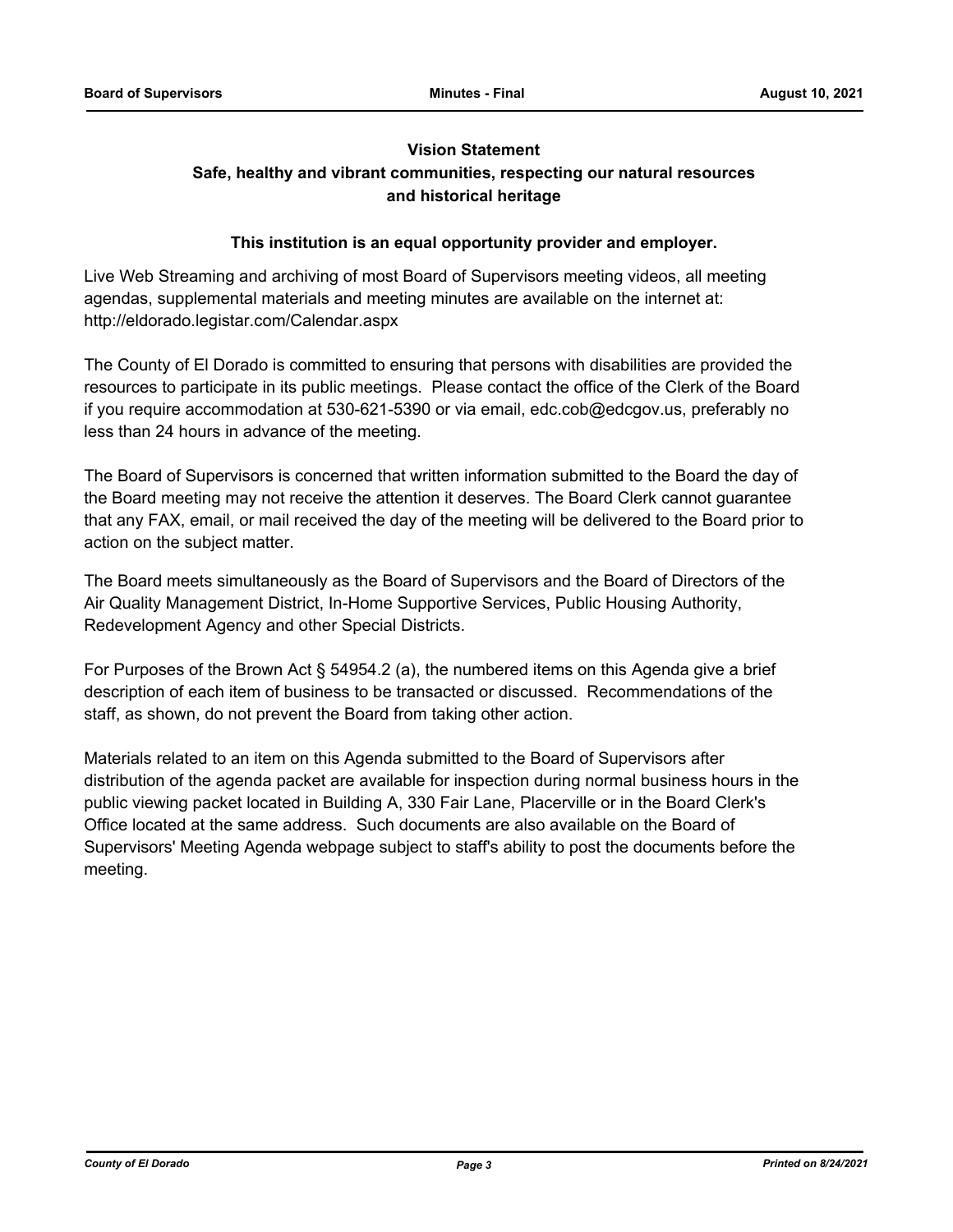**Vision Statement**

**Safe, healthy and vibrant communities, respecting our natural resources and historical heritage**

**This institution is an equal opportunity provider and employer.**

Live Web Streaming and archiving of most Board of Supervisors meeting videos, all meeting agendas, supplemental materials and meeting minutes are available on the internet at: http://eldorado.legistar.com/Calendar.aspx

The County of El Dorado is committed to ensuring that persons with disabilities are provided the resources to participate in its public meetings. Please contact the office of the Clerk of the Board if you require accommodation at 530-621-5390 or via email, edc.cob@edcgov.us, preferably no less than 24 hours in advance of the meeting.

The Board of Supervisors is concerned that written information submitted to the Board the day of the Board meeting may not receive the attention it deserves. The Board Clerk cannot guarantee that any FAX, email, or mail received the day of the meeting will be delivered to the Board prior to action on the subject matter.

The Board meets simultaneously as the Board of Supervisors and the Board of Directors of the Air Quality Management District, In-Home Supportive Services, Public Housing Authority, Redevelopment Agency and other Special Districts.

For Purposes of the Brown Act § 54954.2 (a), the numbered items on this Agenda give a brief description of each item of business to be transacted or discussed. Recommendations of the staff, as shown, do not prevent the Board from taking other action.

Materials related to an item on this Agenda submitted to the Board of Supervisors after distribution of the agenda packet are available for inspection during normal business hours in the public viewing packet located in Building A, 330 Fair Lane, Placerville or in the Board Clerk's Office located at the same address. Such documents are also available on the Board of Supervisors' Meeting Agenda webpage subject to staff's ability to post the documents before the meeting.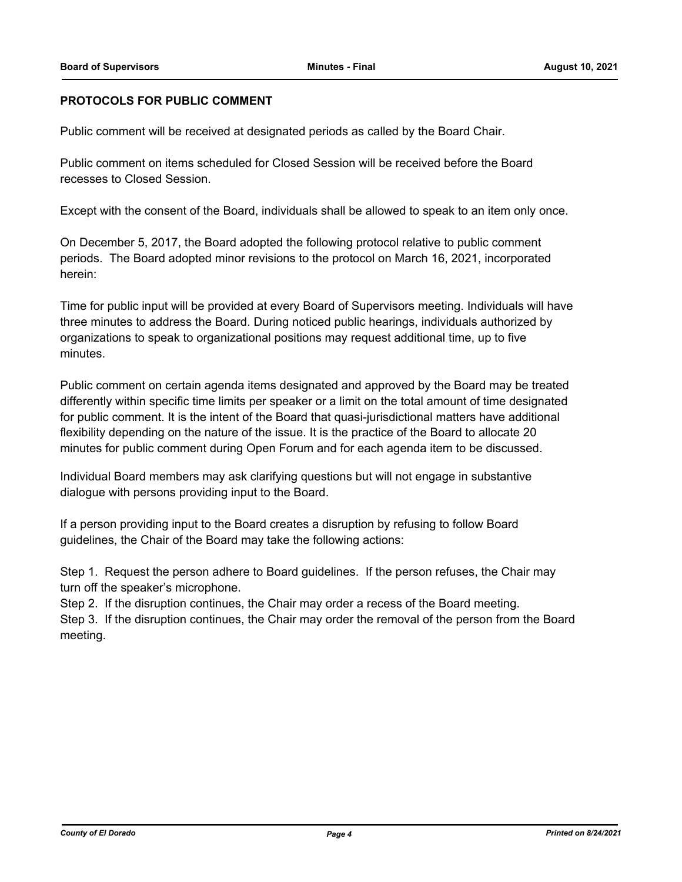## PROTOCOLS FOR PUBLIC COMMENT

Public comment will be received at designated periods as called by the Board Chair.

Public comment on items scheduled for Closed Session will be received before the Board recesses to Closed Session.

Except with the consent of the Board, individuals shall be allowed to speak to an item only once.

On December 5, 2017, the Board adopted the following protocol relative to public comment periods. The Board adopted minor revisions to the protocol on March 16, 2021, incorporated herein:

Time for public input will be provided at every Board of Supervisors meeting. Individuals will have three minutes to address the Board. During noticed public hearings, individuals authorized by organizations to speak to organizational positions may request additional time, up to five minutes.

Public comment on certain agenda items designated and approved by the Board may be treated differently within specific time limits per speaker or a limit on the total amount of time designated for public comment. It is the intent of the Board that quasi-jurisdictional matters have additional flexibility depending on the nature of the issue. It is the practice of the Board to allocate 20 minutes for public comment during Open Forum and for each agenda item to be discussed.

Individual Board members may ask clarifying questions but will not engage in substantive dialogue with persons providing input to the Board.

If a person providing input to the Board creates a disruption by refusing to follow Board guidelines, the Chair of the Board may take the following actions:

Step 1. Request the person adhere to Board guidelines. If the person refuses, the Chair may turn off the speaker's microphone.
Step 2. If the disruption continues, the Chair may order a recess of the Board meeting.
Step 3. If the disruption continues, the Chair may order the removal of the person from the Board meeting.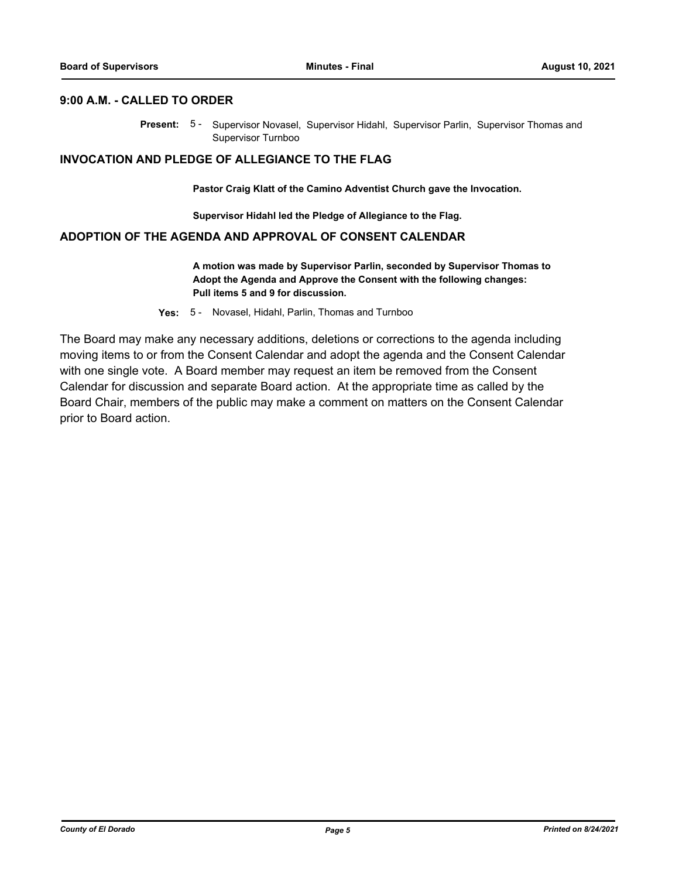## 9:00 A.M. - CALLED TO ORDER

**Present:** 5 - Supervisor Novasel, Supervisor Hidahl, Supervisor Parlin, Supervisor Thomas and Supervisor Turnboo

## INVOCATION AND PLEDGE OF ALLEGIANCE TO THE FLAG

**Pastor Craig Klatt of the Camino Adventist Church gave the Invocation.**

**Supervisor Hidahl led the Pledge of Allegiance to the Flag.**

## ADOPTION OF THE AGENDA AND APPROVAL OF CONSENT CALENDAR

**A motion was made by Supervisor Parlin, seconded by Supervisor Thomas to Adopt the Agenda and Approve the Consent with the following changes: Pull items 5 and 9 for discussion.**

**Yes:** 5 - Novasel, Hidahl, Parlin, Thomas and Turnboo

The Board may make any necessary additions, deletions or corrections to the agenda including moving items to or from the Consent Calendar and adopt the agenda and the Consent Calendar with one single vote. A Board member may request an item be removed from the Consent Calendar for discussion and separate Board action. At the appropriate time as called by the Board Chair, members of the public may make a comment on matters on the Consent Calendar prior to Board action.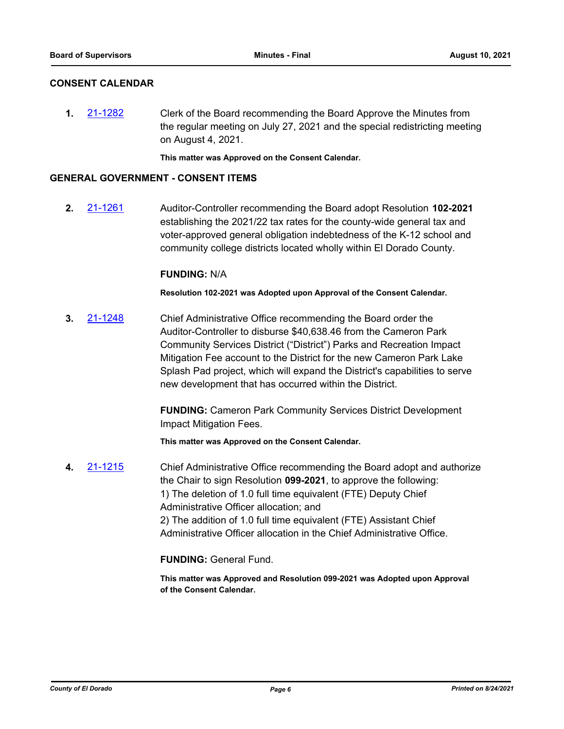## CONSENT CALENDAR

**1.** 21-1282 Clerk of the Board recommending the Board Approve the Minutes from the regular meeting on July 27, 2021 and the special redistricting meeting on August 4, 2021.

**This matter was Approved on the Consent Calendar.**

## GENERAL GOVERNMENT - CONSENT ITEMS

**2.** 21-1261 Auditor-Controller recommending the Board adopt Resolution **102-2021** establishing the 2021/22 tax rates for the county-wide general tax and voter-approved general obligation indebtedness of the K-12 school and community college districts located wholly within El Dorado County.

**FUNDING:** N/A

**Resolution 102-2021 was Adopted upon Approval of the Consent Calendar.**

**3.** 21-1248 Chief Administrative Office recommending the Board order the Auditor-Controller to disburse $40,638.46 from the Cameron Park Community Services District ("District") Parks and Recreation Impact Mitigation Fee account to the District for the new Cameron Park Lake Splash Pad project, which will expand the District's capabilities to serve new development that has occurred within the District.

**FUNDING:** Cameron Park Community Services District Development Impact Mitigation Fees.

**This matter was Approved on the Consent Calendar.**

**4.** 21-1215 Chief Administrative Office recommending the Board adopt and authorize the Chair to sign Resolution **099-2021**, to approve the following:
1) The deletion of 1.0 full time equivalent (FTE) Deputy Chief Administrative Officer allocation; and
2) The addition of 1.0 full time equivalent (FTE) Assistant Chief Administrative Officer allocation in the Chief Administrative Office.

**FUNDING:** General Fund.

**This matter was Approved and Resolution 099-2021 was Adopted upon Approval of the Consent Calendar.**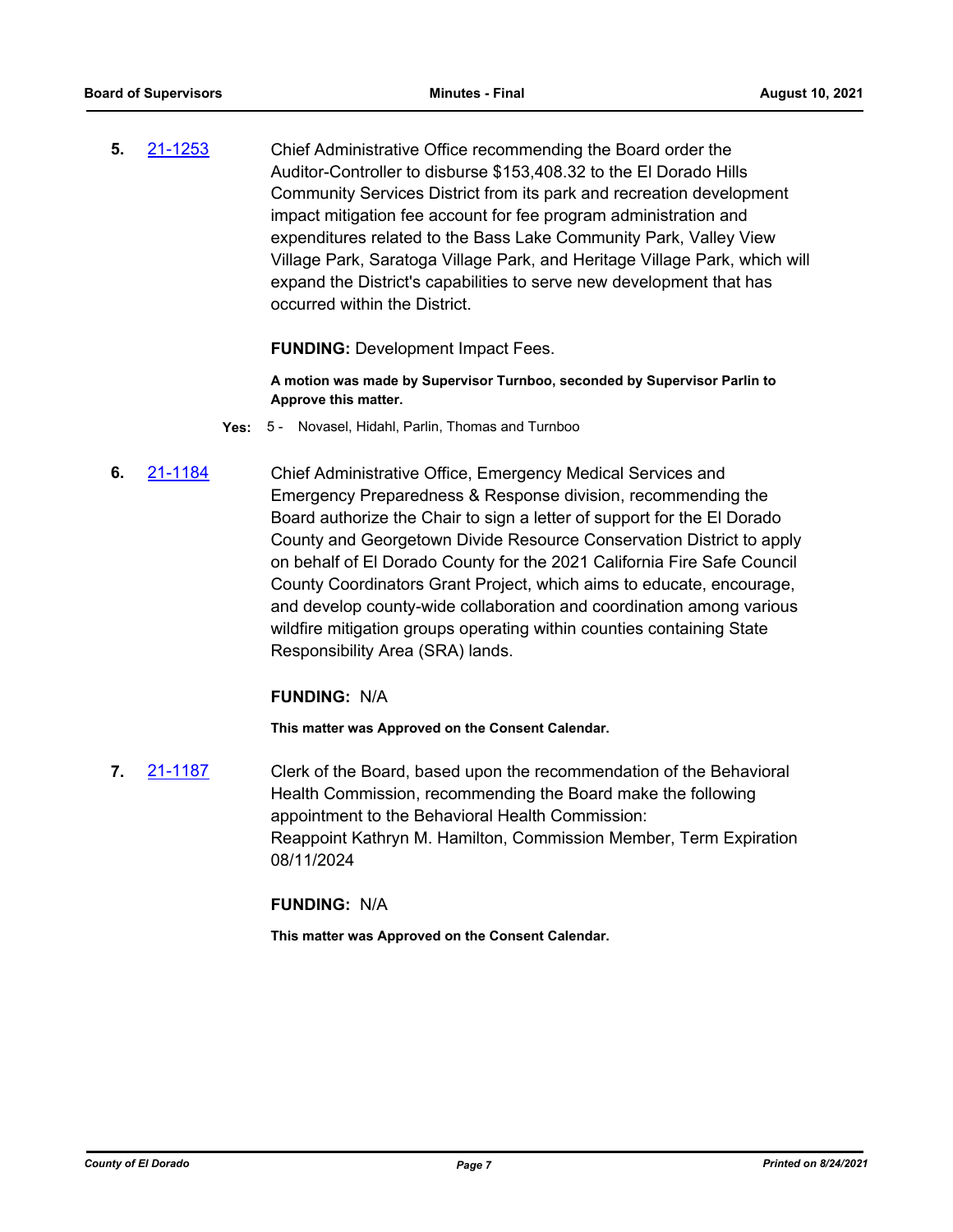**5.** 21-1253 Chief Administrative Office recommending the Board order the Auditor-Controller to disburse $153,408.32 to the El Dorado Hills Community Services District from its park and recreation development impact mitigation fee account for fee program administration and expenditures related to the Bass Lake Community Park, Valley View Village Park, Saratoga Village Park, and Heritage Village Park, which will expand the District's capabilities to serve new development that has occurred within the District.

**FUNDING:** Development Impact Fees.

**A motion was made by Supervisor Turnboo, seconded by Supervisor Parlin to Approve this matter.**

**Yes:** 5 - Novasel, Hidahl, Parlin, Thomas and Turnboo

**6.** 21-1184 Chief Administrative Office, Emergency Medical Services and Emergency Preparedness & Response division, recommending the Board authorize the Chair to sign a letter of support for the El Dorado County and Georgetown Divide Resource Conservation District to apply on behalf of El Dorado County for the 2021 California Fire Safe Council County Coordinators Grant Project, which aims to educate, encourage, and develop county-wide collaboration and coordination among various wildfire mitigation groups operating within counties containing State Responsibility Area (SRA) lands.

**FUNDING:** N/A

**This matter was Approved on the Consent Calendar.**

**7.** 21-1187 Clerk of the Board, based upon the recommendation of the Behavioral Health Commission, recommending the Board make the following appointment to the Behavioral Health Commission:
Reappoint Kathryn M. Hamilton, Commission Member, Term Expiration 08/11/2024

**FUNDING:** N/A

**This matter was Approved on the Consent Calendar.**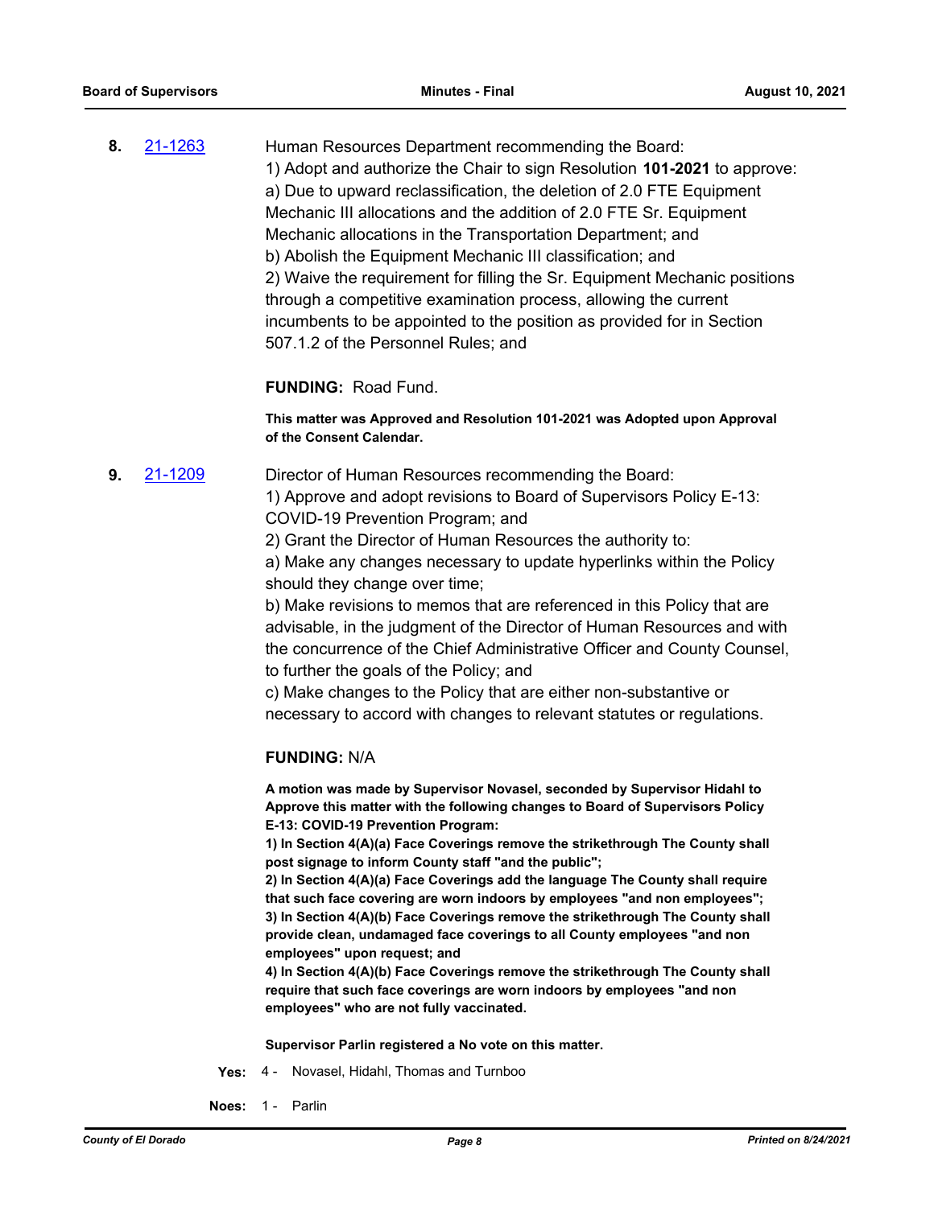**8.** 21-1263

Human Resources Department recommending the Board:
1) Adopt and authorize the Chair to sign Resolution **101-2021** to approve:
a) Due to upward reclassification, the deletion of 2.0 FTE Equipment Mechanic III allocations and the addition of 2.0 FTE Sr. Equipment Mechanic allocations in the Transportation Department; and
b) Abolish the Equipment Mechanic III classification; and
2) Waive the requirement for filling the Sr. Equipment Mechanic positions through a competitive examination process, allowing the current incumbents to be appointed to the position as provided for in Section 507.1.2 of the Personnel Rules; and

**FUNDING:** Road Fund.

**This matter was Approved and Resolution 101-2021 was Adopted upon Approval of the Consent Calendar.**

**9.** 21-1209

Director of Human Resources recommending the Board:
1) Approve and adopt revisions to Board of Supervisors Policy E-13: COVID-19 Prevention Program; and
2) Grant the Director of Human Resources the authority to:
a) Make any changes necessary to update hyperlinks within the Policy should they change over time;
b) Make revisions to memos that are referenced in this Policy that are advisable, in the judgment of the Director of Human Resources and with the concurrence of the Chief Administrative Officer and County Counsel, to further the goals of the Policy; and
c) Make changes to the Policy that are either non-substantive or necessary to accord with changes to relevant statutes or regulations.

**FUNDING:** N/A

**A motion was made by Supervisor Novasel, seconded by Supervisor Hidahl to Approve this matter with the following changes to Board of Supervisors Policy E-13: COVID-19 Prevention Program:**
**1) In Section 4(A)(a) Face Coverings remove the strikethrough The County shall post signage to inform County staff "and the public";**
**2) In Section 4(A)(a) Face Coverings add the language The County shall require that such face covering are worn indoors by employees "and non employees";**
**3) In Section 4(A)(b) Face Coverings remove the strikethrough The County shall provide clean, undamaged face coverings to all County employees "and non employees" upon request; and**
**4) In Section 4(A)(b) Face Coverings remove the strikethrough The County shall require that such face coverings are worn indoors by employees "and non employees" who are not fully vaccinated.**

**Supervisor Parlin registered a No vote on this matter.**

**Yes:** 4 - Novasel, Hidahl, Thomas and Turnboo

**Noes:** 1 - Parlin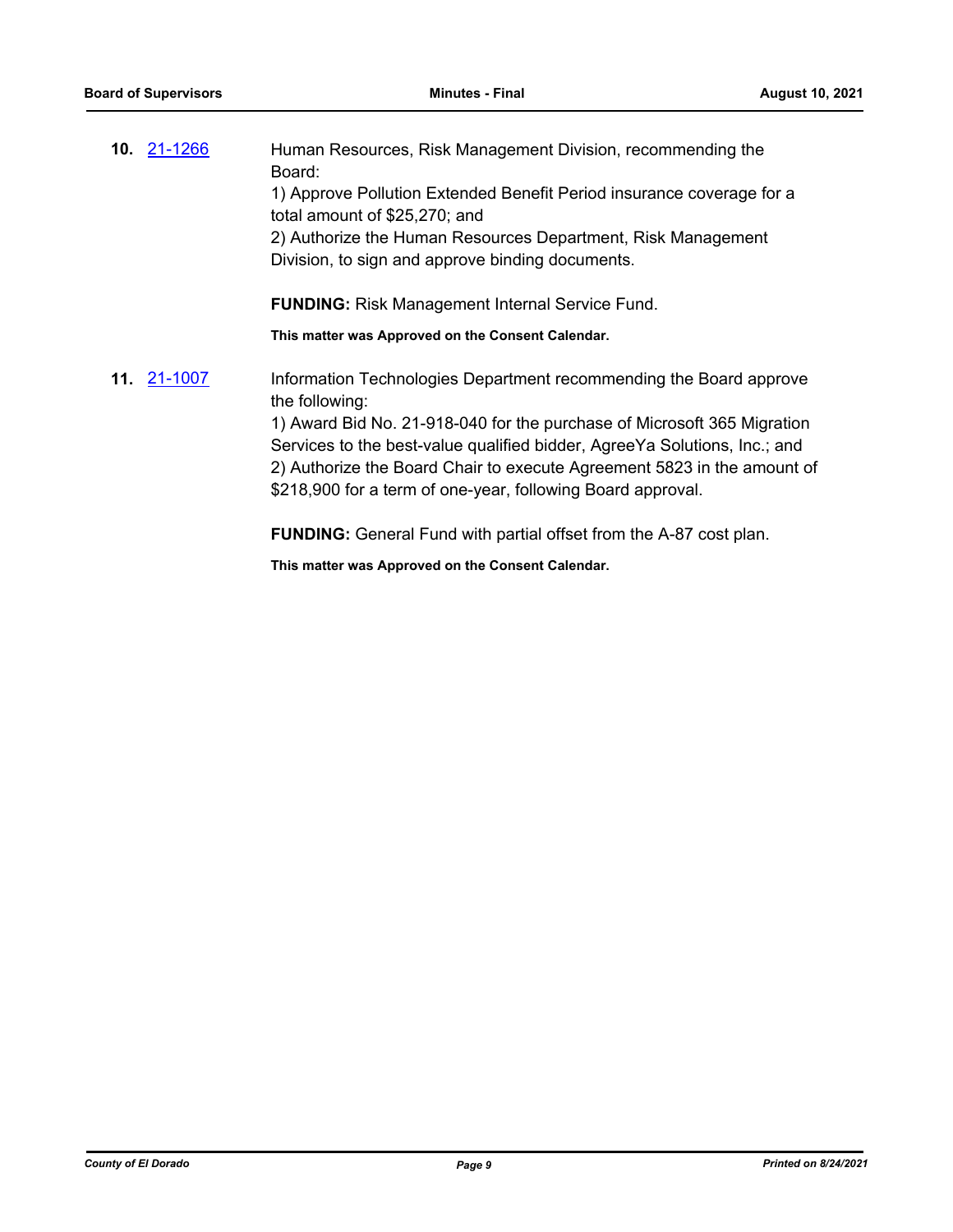**10.** 21-1266 Human Resources, Risk Management Division, recommending the Board:

1) Approve Pollution Extended Benefit Period insurance coverage for a total amount of $25,270; and

2) Authorize the Human Resources Department, Risk Management Division, to sign and approve binding documents.

**FUNDING:** Risk Management Internal Service Fund.

**This matter was Approved on the Consent Calendar.**

**11.** 21-1007 Information Technologies Department recommending the Board approve the following:

1) Award Bid No. 21-918-040 for the purchase of Microsoft 365 Migration Services to the best-value qualified bidder, AgreeYa Solutions, Inc.; and

2) Authorize the Board Chair to execute Agreement 5823 in the amount of $218,900 for a term of one-year, following Board approval.

**FUNDING:** General Fund with partial offset from the A-87 cost plan.

**This matter was Approved on the Consent Calendar.**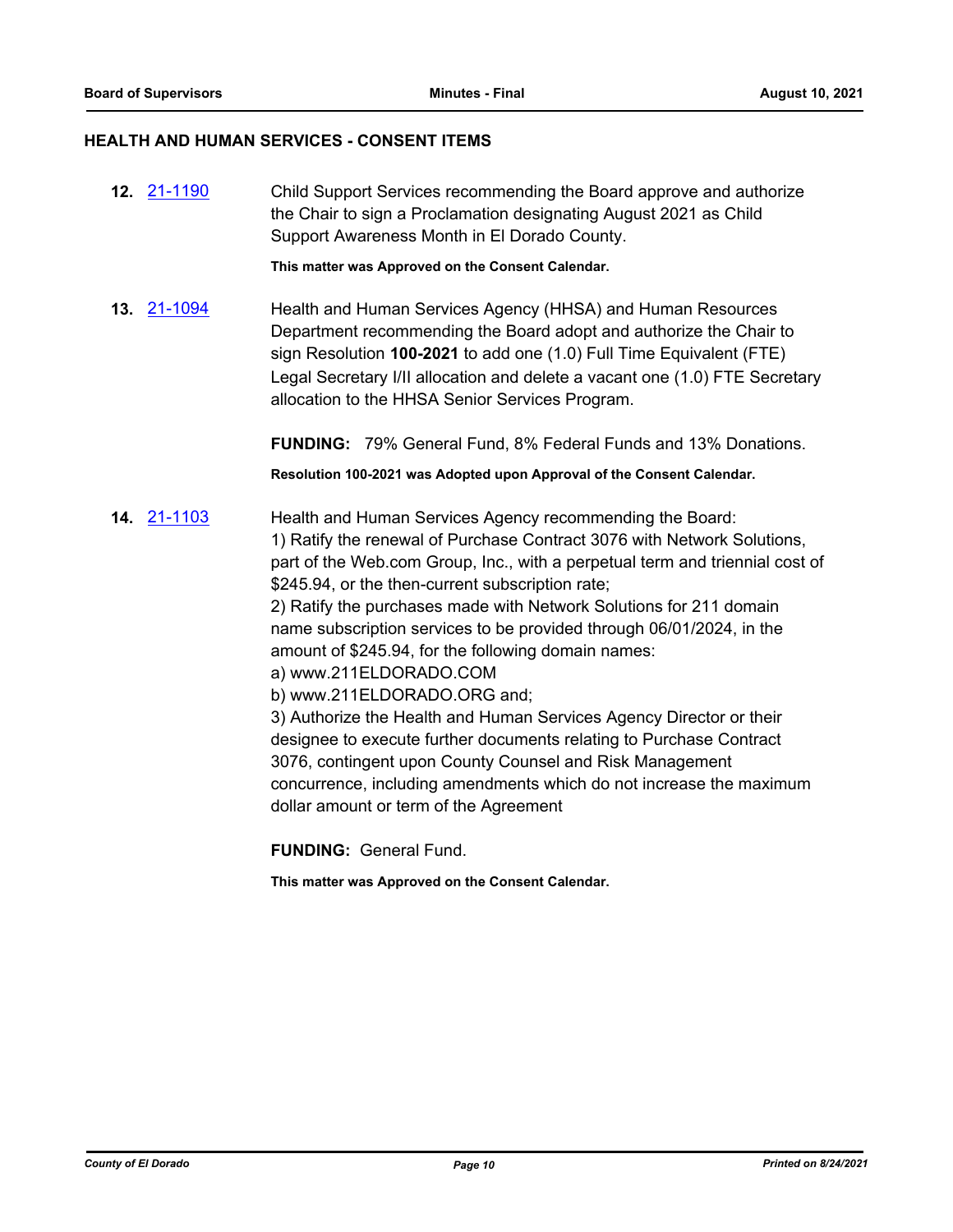## HEALTH AND HUMAN SERVICES - CONSENT ITEMS

**12.** 21-1190 Child Support Services recommending the Board approve and authorize the Chair to sign a Proclamation designating August 2021 as Child Support Awareness Month in El Dorado County.

**This matter was Approved on the Consent Calendar.**

**13.** 21-1094 Health and Human Services Agency (HHSA) and Human Resources Department recommending the Board adopt and authorize the Chair to sign Resolution **100-2021** to add one (1.0) Full Time Equivalent (FTE) Legal Secretary I/II allocation and delete a vacant one (1.0) FTE Secretary allocation to the HHSA Senior Services Program.

**FUNDING:** 79% General Fund, 8% Federal Funds and 13% Donations.

**Resolution 100-2021 was Adopted upon Approval of the Consent Calendar.**

**14.** 21-1103 Health and Human Services Agency recommending the Board:
1) Ratify the renewal of Purchase Contract 3076 with Network Solutions, part of the Web.com Group, Inc., with a perpetual term and triennial cost of $245.94, or the then-current subscription rate;
2) Ratify the purchases made with Network Solutions for 211 domain name subscription services to be provided through 06/01/2024, in the amount of $245.94, for the following domain names:
a) www.211ELDORADO.COM
b) www.211ELDORADO.ORG and;
3) Authorize the Health and Human Services Agency Director or their designee to execute further documents relating to Purchase Contract 3076, contingent upon County Counsel and Risk Management concurrence, including amendments which do not increase the maximum dollar amount or term of the Agreement

**FUNDING:** General Fund.

**This matter was Approved on the Consent Calendar.**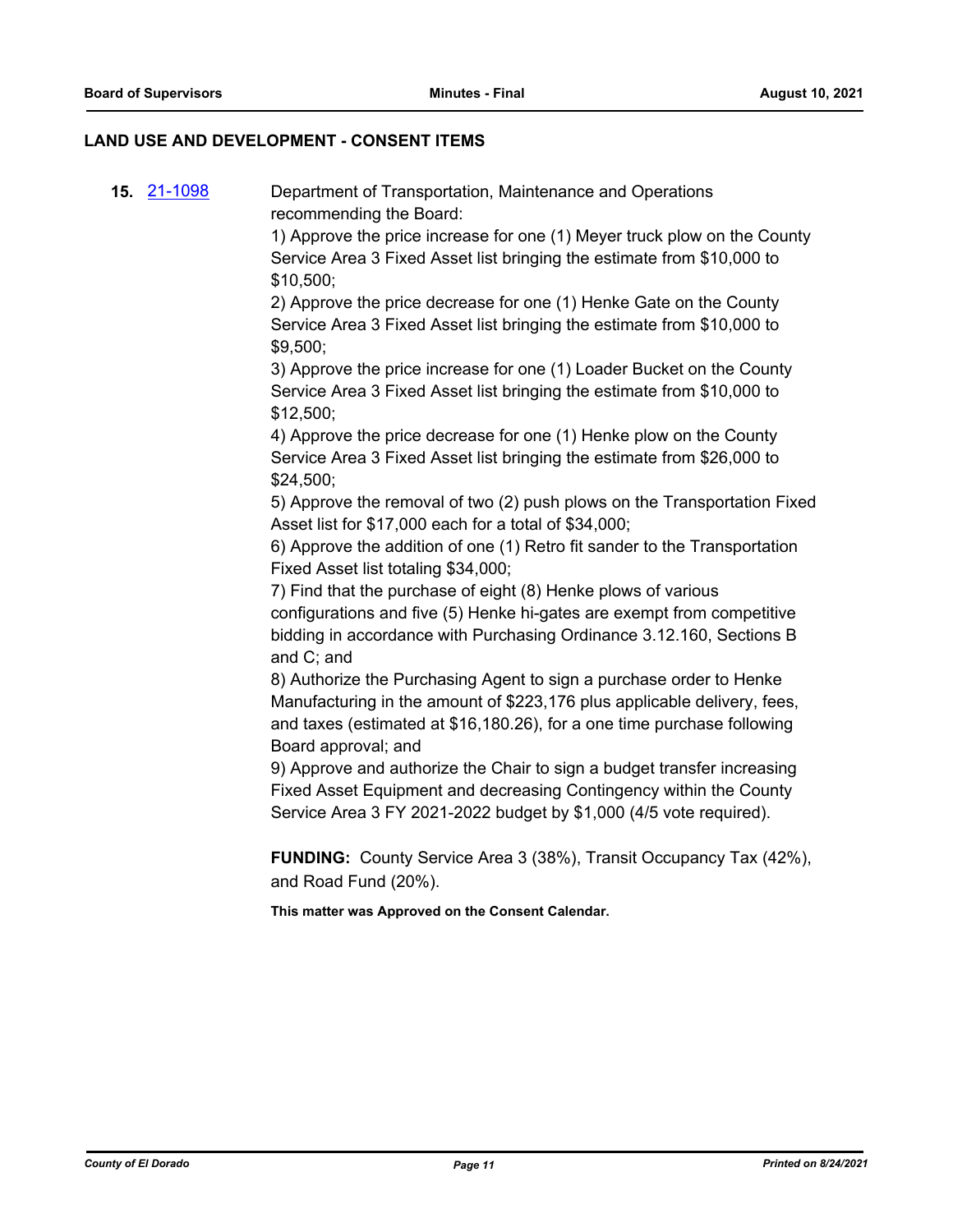## LAND USE AND DEVELOPMENT - CONSENT ITEMS

**15.** 21-1098

Department of Transportation, Maintenance and Operations recommending the Board:

1) Approve the price increase for one (1) Meyer truck plow on the County Service Area 3 Fixed Asset list bringing the estimate from $10,000 to $10,500;

2) Approve the price decrease for one (1) Henke Gate on the County Service Area 3 Fixed Asset list bringing the estimate from $10,000 to $9,500;

3) Approve the price increase for one (1) Loader Bucket on the County Service Area 3 Fixed Asset list bringing the estimate from $10,000 to $12,500;

4) Approve the price decrease for one (1) Henke plow on the County Service Area 3 Fixed Asset list bringing the estimate from $26,000 to $24,500;

5) Approve the removal of two (2) push plows on the Transportation Fixed Asset list for $17,000 each for a total of $34,000;

6) Approve the addition of one (1) Retro fit sander to the Transportation Fixed Asset list totaling $34,000;

7) Find that the purchase of eight (8) Henke plows of various configurations and five (5) Henke hi-gates are exempt from competitive bidding in accordance with Purchasing Ordinance 3.12.160, Sections B and C; and

8) Authorize the Purchasing Agent to sign a purchase order to Henke Manufacturing in the amount of $223,176 plus applicable delivery, fees, and taxes (estimated at $16,180.26), for a one time purchase following Board approval; and

9) Approve and authorize the Chair to sign a budget transfer increasing Fixed Asset Equipment and decreasing Contingency within the County Service Area 3 FY 2021-2022 budget by $1,000 (4/5 vote required).

**FUNDING:** County Service Area 3 (38%), Transit Occupancy Tax (42%), and Road Fund (20%).

**This matter was Approved on the Consent Calendar.**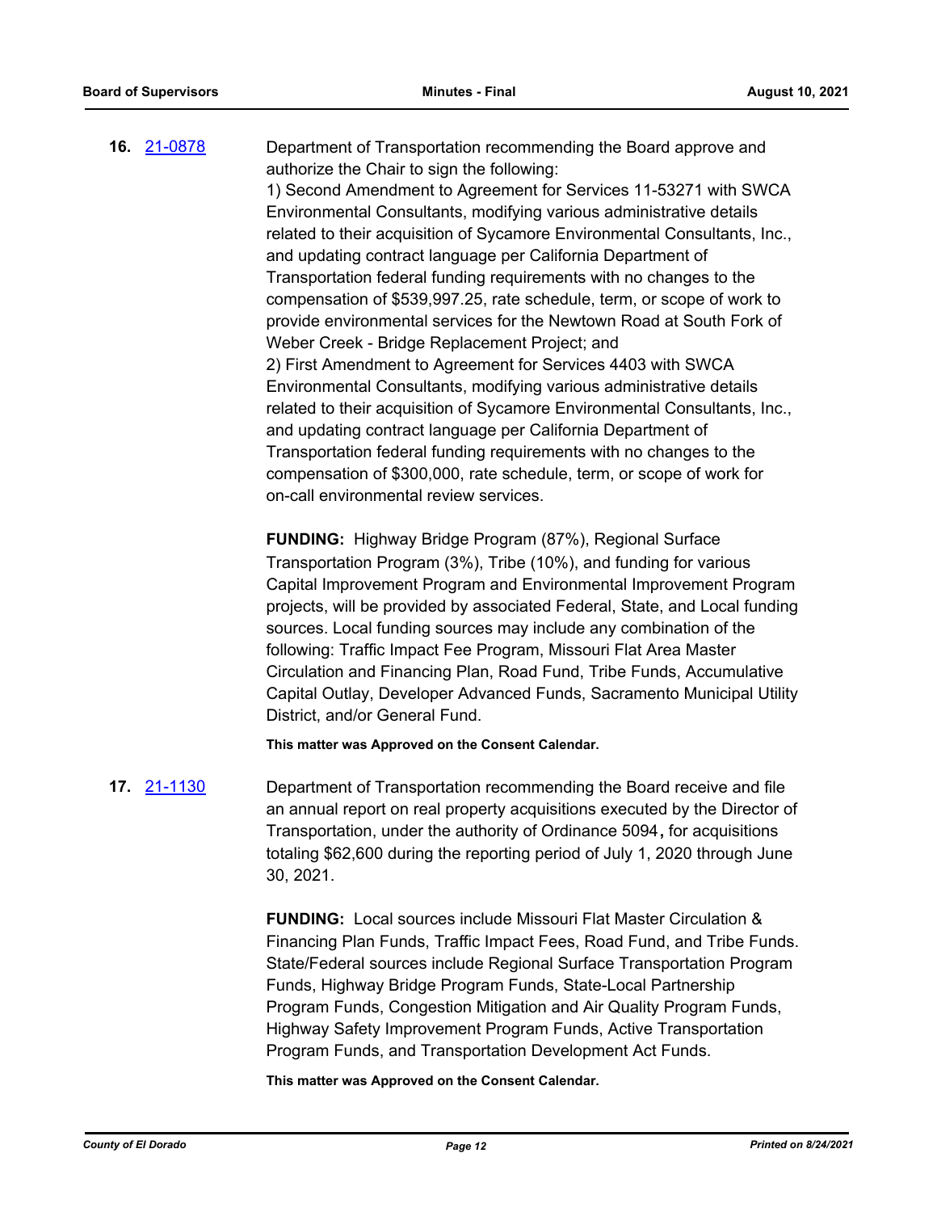**16.** [21-0878](21-0878)

Department of Transportation recommending the Board approve and authorize the Chair to sign the following:
1) Second Amendment to Agreement for Services 11-53271 with SWCA Environmental Consultants, modifying various administrative details related to their acquisition of Sycamore Environmental Consultants, Inc., and updating contract language per California Department of Transportation federal funding requirements with no changes to the compensation of $539,997.25, rate schedule, term, or scope of work to provide environmental services for the Newtown Road at South Fork of Weber Creek - Bridge Replacement Project; and
2) First Amendment to Agreement for Services 4403 with SWCA Environmental Consultants, modifying various administrative details related to their acquisition of Sycamore Environmental Consultants, Inc., and updating contract language per California Department of Transportation federal funding requirements with no changes to the compensation of $300,000, rate schedule, term, or scope of work for on-call environmental review services.

**FUNDING:** Highway Bridge Program (87%), Regional Surface Transportation Program (3%), Tribe (10%), and funding for various Capital Improvement Program and Environmental Improvement Program projects, will be provided by associated Federal, State, and Local funding sources. Local funding sources may include any combination of the following: Traffic Impact Fee Program, Missouri Flat Area Master Circulation and Financing Plan, Road Fund, Tribe Funds, Accumulative Capital Outlay, Developer Advanced Funds, Sacramento Municipal Utility District, and/or General Fund.

**This matter was Approved on the Consent Calendar.**

**17.** [21-1130](21-1130)

Department of Transportation recommending the Board receive and file an annual report on real property acquisitions executed by the Director of Transportation, under the authority of Ordinance 5094**,** for acquisitions totaling $62,600 during the reporting period of July 1, 2020 through June 30, 2021.

**FUNDING:** Local sources include Missouri Flat Master Circulation & Financing Plan Funds, Traffic Impact Fees, Road Fund, and Tribe Funds. State/Federal sources include Regional Surface Transportation Program Funds, Highway Bridge Program Funds, State-Local Partnership Program Funds, Congestion Mitigation and Air Quality Program Funds, Highway Safety Improvement Program Funds, Active Transportation Program Funds, and Transportation Development Act Funds.

**This matter was Approved on the Consent Calendar.**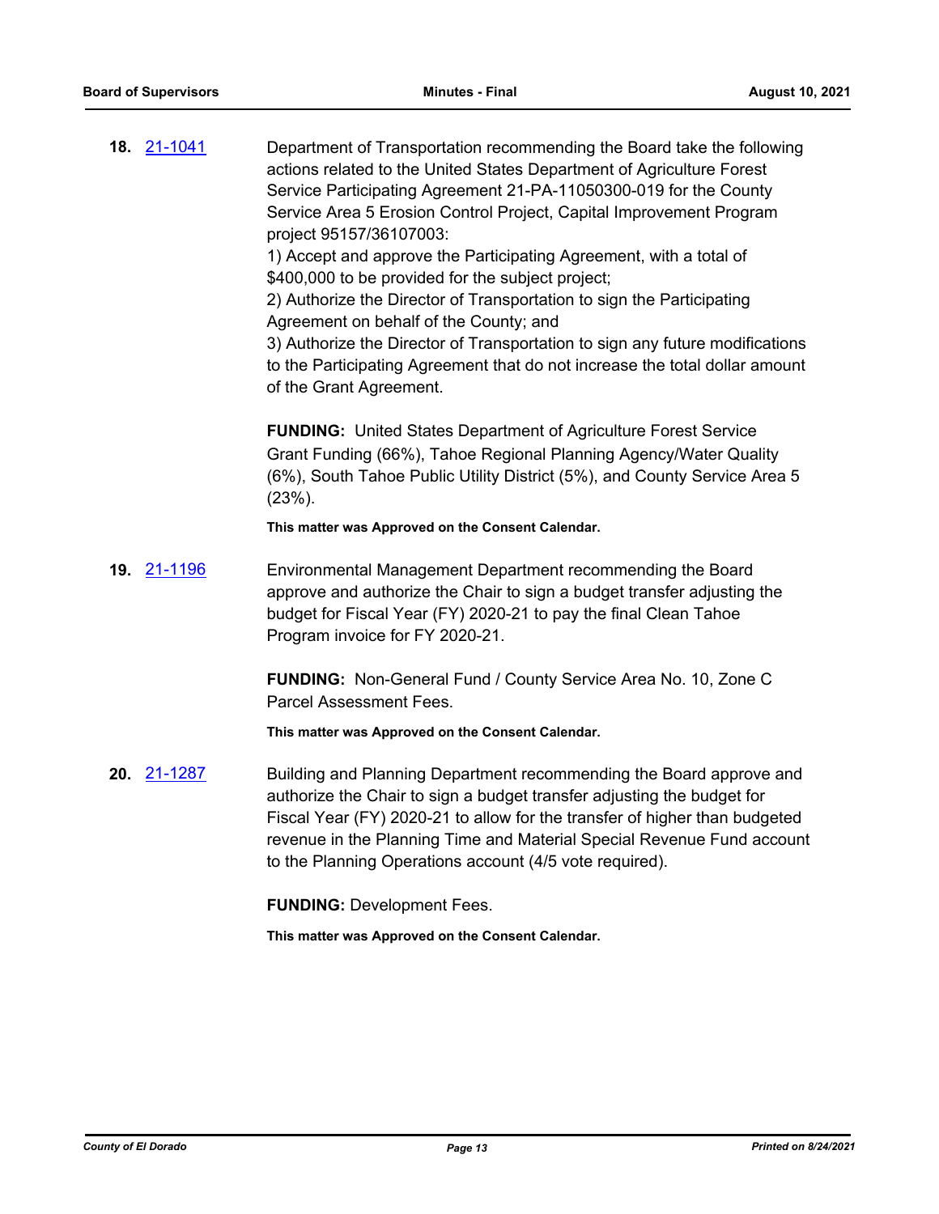**18.** 21-1041

Department of Transportation recommending the Board take the following actions related to the United States Department of Agriculture Forest Service Participating Agreement 21-PA-11050300-019 for the County Service Area 5 Erosion Control Project, Capital Improvement Program project 95157/36107003:

1) Accept and approve the Participating Agreement, with a total of $400,000 to be provided for the subject project;

2) Authorize the Director of Transportation to sign the Participating Agreement on behalf of the County; and

3) Authorize the Director of Transportation to sign any future modifications to the Participating Agreement that do not increase the total dollar amount of the Grant Agreement.

**FUNDING:** United States Department of Agriculture Forest Service Grant Funding (66%), Tahoe Regional Planning Agency/Water Quality (6%), South Tahoe Public Utility District (5%), and County Service Area 5 (23%).

**This matter was Approved on the Consent Calendar.**

**19.** 21-1196

Environmental Management Department recommending the Board approve and authorize the Chair to sign a budget transfer adjusting the budget for Fiscal Year (FY) 2020-21 to pay the final Clean Tahoe Program invoice for FY 2020-21.

**FUNDING:** Non-General Fund / County Service Area No. 10, Zone C Parcel Assessment Fees.

**This matter was Approved on the Consent Calendar.**

**20.** 21-1287

Building and Planning Department recommending the Board approve and authorize the Chair to sign a budget transfer adjusting the budget for Fiscal Year (FY) 2020-21 to allow for the transfer of higher than budgeted revenue in the Planning Time and Material Special Revenue Fund account to the Planning Operations account (4/5 vote required).

**FUNDING:** Development Fees.

**This matter was Approved on the Consent Calendar.**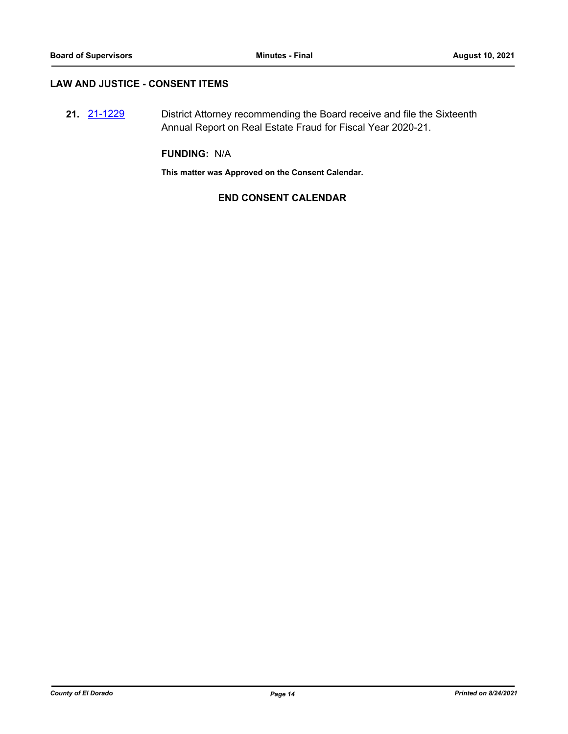## LAW AND JUSTICE - CONSENT ITEMS

**21.** 21-1229 District Attorney recommending the Board receive and file the Sixteenth Annual Report on Real Estate Fraud for Fiscal Year 2020-21.

**FUNDING:** N/A

**This matter was Approved on the Consent Calendar.**

**END CONSENT CALENDAR**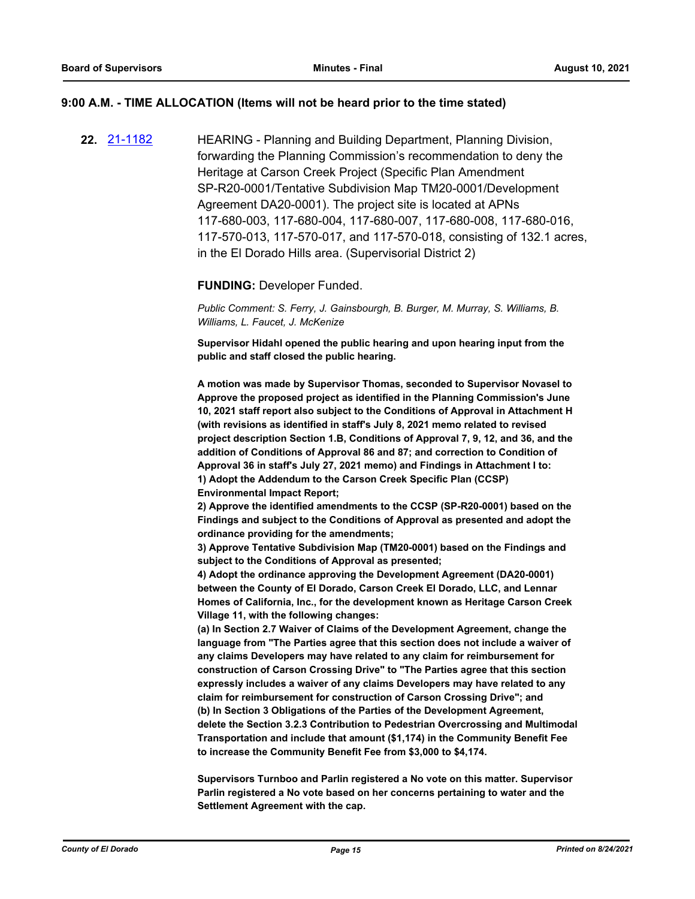### 9:00 A.M. - TIME ALLOCATION (Items will not be heard prior to the time stated)

**22.** [21-1182](21-1182) HEARING - Planning and Building Department, Planning Division, forwarding the Planning Commission's recommendation to deny the Heritage at Carson Creek Project (Specific Plan Amendment SP-R20-0001/Tentative Subdivision Map TM20-0001/Development Agreement DA20-0001). The project site is located at APNs 117-680-003, 117-680-004, 117-680-007, 117-680-008, 117-680-016, 117-570-013, 117-570-017, and 117-570-018, consisting of 132.1 acres, in the El Dorado Hills area. (Supervisorial District 2)

**FUNDING:** Developer Funded.

*Public Comment: S. Ferry, J. Gainsbourgh, B. Burger, M. Murray, S. Williams, B. Williams, L. Faucet, J. McKenize*

**Supervisor Hidahl opened the public hearing and upon hearing input from the public and staff closed the public hearing.**

**A motion was made by Supervisor Thomas, seconded to Supervisor Novasel to Approve the proposed project as identified in the Planning Commission's June 10, 2021 staff report also subject to the Conditions of Approval in Attachment H (with revisions as identified in staff's July 8, 2021 memo related to revised project description Section 1.B, Conditions of Approval 7, 9, 12, and 36, and the addition of Conditions of Approval 86 and 87; and correction to Condition of Approval 36 in staff's July 27, 2021 memo) and Findings in Attachment I to:**

**1) Adopt the Addendum to the Carson Creek Specific Plan (CCSP) Environmental Impact Report;**

**2) Approve the identified amendments to the CCSP (SP-R20-0001) based on the Findings and subject to the Conditions of Approval as presented and adopt the ordinance providing for the amendments;**

**3) Approve Tentative Subdivision Map (TM20-0001) based on the Findings and subject to the Conditions of Approval as presented;**

**4) Adopt the ordinance approving the Development Agreement (DA20-0001) between the County of El Dorado, Carson Creek El Dorado, LLC, and Lennar Homes of California, Inc., for the development known as Heritage Carson Creek Village 11, with the following changes:**

**(a) In Section 2.7 Waiver of Claims of the Development Agreement, change the language from "The Parties agree that this section does not include a waiver of any claims Developers may have related to any claim for reimbursement for construction of Carson Crossing Drive" to "The Parties agree that this section expressly includes a waiver of any claims Developers may have related to any claim for reimbursement for construction of Carson Crossing Drive"; and**

**(b) In Section 3 Obligations of the Parties of the Development Agreement, delete the Section 3.2.3 Contribution to Pedestrian Overcrossing and Multimodal Transportation and include that amount ($1,174) in the Community Benefit Fee to increase the Community Benefit Fee from $3,000 to $4,174.**

**Supervisors Turnboo and Parlin registered a No vote on this matter. Supervisor Parlin registered a No vote based on her concerns pertaining to water and the Settlement Agreement with the cap.**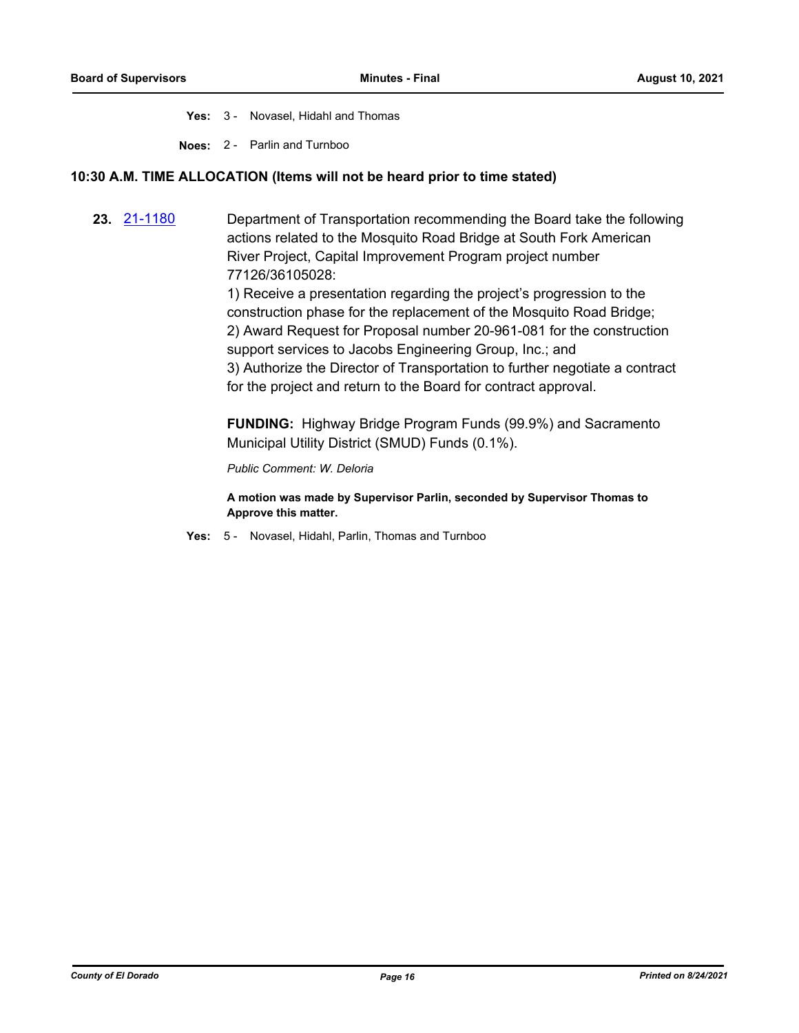**Yes:** 3 - Novasel, Hidahl and Thomas

**Noes:** 2 - Parlin and Turnboo

## 10:30 A.M. TIME ALLOCATION (Items will not be heard prior to time stated)

**23.** 21-1180 Department of Transportation recommending the Board take the following actions related to the Mosquito Road Bridge at South Fork American River Project, Capital Improvement Program project number 77126/36105028:

1) Receive a presentation regarding the project's progression to the construction phase for the replacement of the Mosquito Road Bridge;
2) Award Request for Proposal number 20-961-081 for the construction support services to Jacobs Engineering Group, Inc.; and
3) Authorize the Director of Transportation to further negotiate a contract for the project and return to the Board for contract approval.

**FUNDING:** Highway Bridge Program Funds (99.9%) and Sacramento Municipal Utility District (SMUD) Funds (0.1%).

*Public Comment: W. Deloria*

**A motion was made by Supervisor Parlin, seconded by Supervisor Thomas to Approve this matter.**

**Yes:** 5 - Novasel, Hidahl, Parlin, Thomas and Turnboo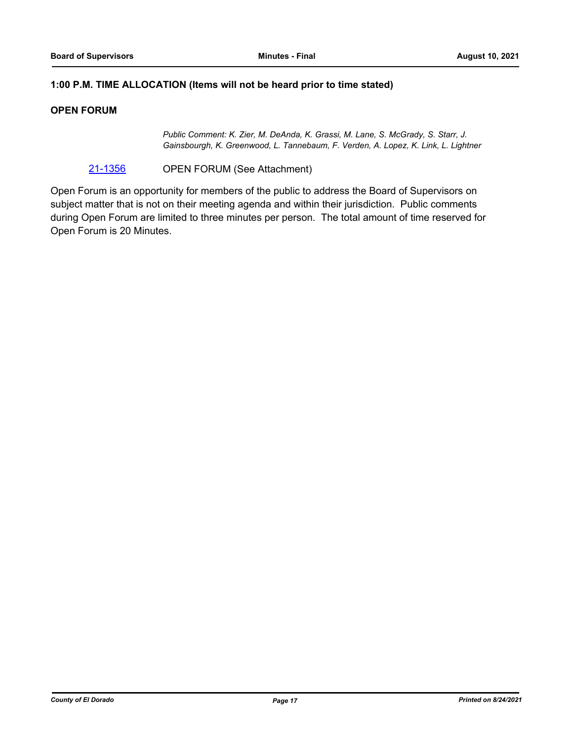**1:00 P.M. TIME ALLOCATION (Items will not be heard prior to time stated)**

**OPEN FORUM**

*Public Comment: K. Zier, M. DeAnda, K. Grassi, M. Lane, S. McGrady, S. Starr, J. Gainsbourgh, K. Greenwood, L. Tannebaum, F. Verden, A. Lopez, K. Link, L. Lightner*

21-1356 OPEN FORUM (See Attachment)

Open Forum is an opportunity for members of the public to address the Board of Supervisors on subject matter that is not on their meeting agenda and within their jurisdiction. Public comments during Open Forum are limited to three minutes per person. The total amount of time reserved for Open Forum is 20 Minutes.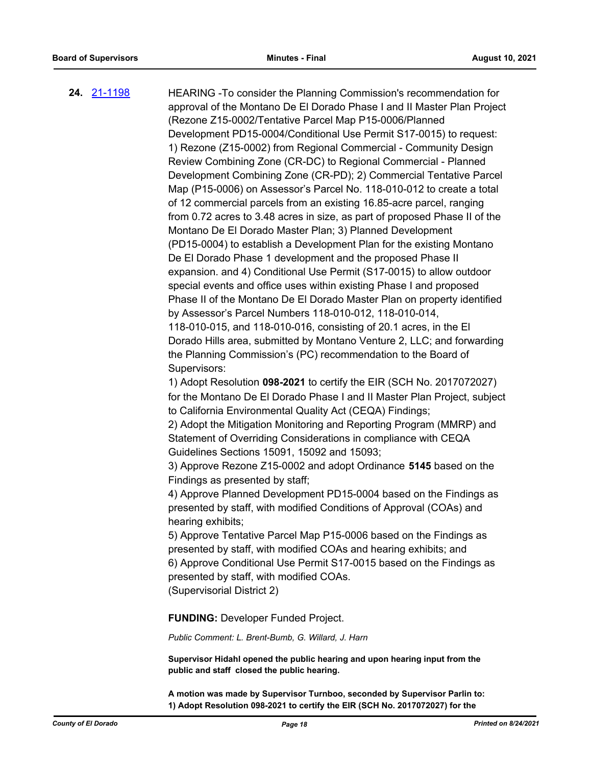**24.** [21-1198](21-1198)

HEARING -To consider the Planning Commission's recommendation for approval of the Montano De El Dorado Phase I and II Master Plan Project (Rezone Z15-0002/Tentative Parcel Map P15-0006/Planned Development PD15-0004/Conditional Use Permit S17-0015) to request: 1) Rezone (Z15-0002) from Regional Commercial - Community Design Review Combining Zone (CR-DC) to Regional Commercial - Planned Development Combining Zone (CR-PD); 2) Commercial Tentative Parcel Map (P15-0006) on Assessor's Parcel No. 118-010-012 to create a total of 12 commercial parcels from an existing 16.85-acre parcel, ranging from 0.72 acres to 3.48 acres in size, as part of proposed Phase II of the Montano De El Dorado Master Plan; 3) Planned Development (PD15-0004) to establish a Development Plan for the existing Montano De El Dorado Phase 1 development and the proposed Phase II expansion. and 4) Conditional Use Permit (S17-0015) to allow outdoor special events and office uses within existing Phase I and proposed Phase II of the Montano De El Dorado Master Plan on property identified by Assessor's Parcel Numbers 118-010-012, 118-010-014, 118-010-015, and 118-010-016, consisting of 20.1 acres, in the El Dorado Hills area, submitted by Montano Venture 2, LLC; and forwarding the Planning Commission's (PC) recommendation to the Board of Supervisors:

1) Adopt Resolution **098-2021** to certify the EIR (SCH No. 2017072027) for the Montano De El Dorado Phase I and II Master Plan Project, subject to California Environmental Quality Act (CEQA) Findings;

2) Adopt the Mitigation Monitoring and Reporting Program (MMRP) and Statement of Overriding Considerations in compliance with CEQA Guidelines Sections 15091, 15092 and 15093;

3) Approve Rezone Z15-0002 and adopt Ordinance **5145** based on the Findings as presented by staff;

4) Approve Planned Development PD15-0004 based on the Findings as presented by staff, with modified Conditions of Approval (COAs) and hearing exhibits;

5) Approve Tentative Parcel Map P15-0006 based on the Findings as presented by staff, with modified COAs and hearing exhibits; and

6) Approve Conditional Use Permit S17-0015 based on the Findings as presented by staff, with modified COAs.

(Supervisorial District 2)

**FUNDING:** Developer Funded Project.

*Public Comment: L. Brent-Bumb, G. Willard, J. Harn*

**Supervisor Hidahl opened the public hearing and upon hearing input from the public and staff closed the public hearing.**

**A motion was made by Supervisor Turnboo, seconded by Supervisor Parlin to:**
**1) Adopt Resolution 098-2021 to certify the EIR (SCH No. 2017072027) for the**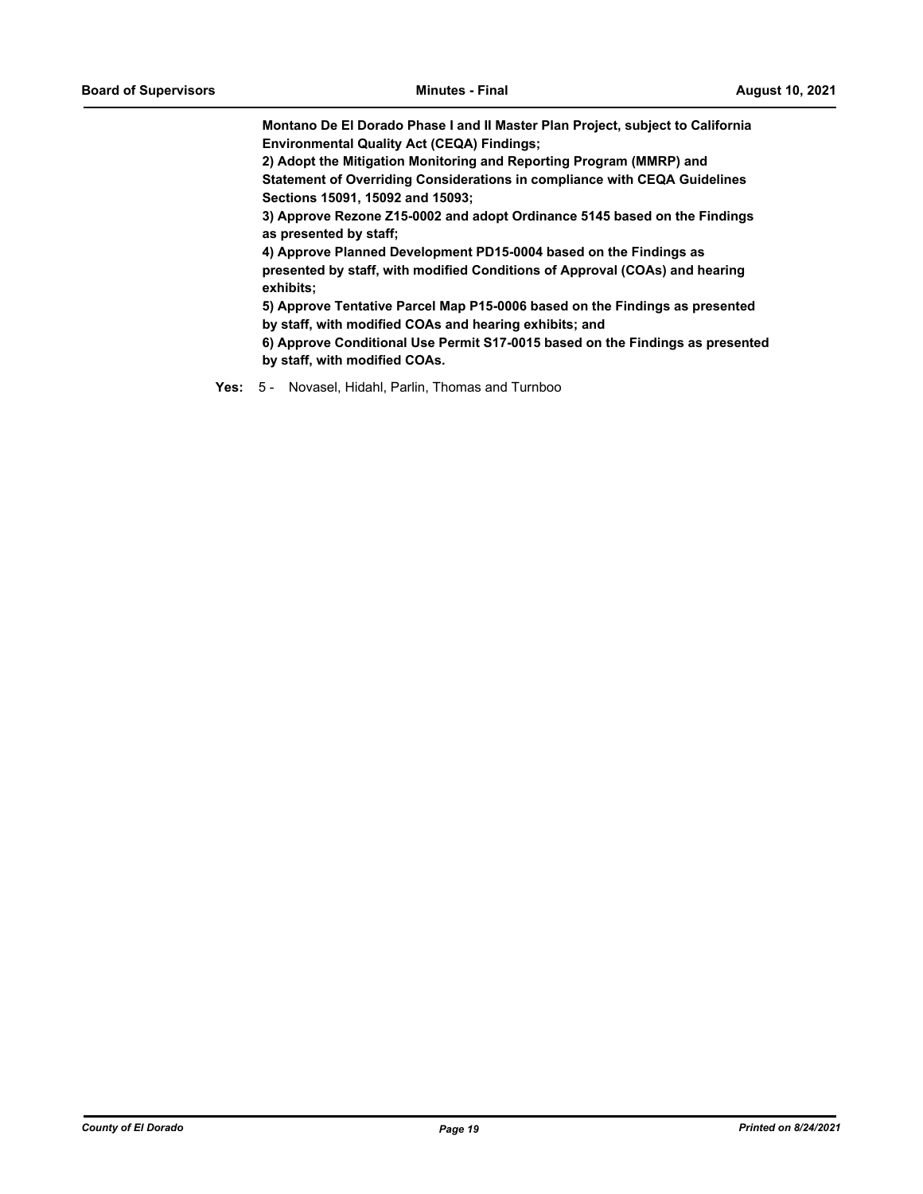**Montano De El Dorado Phase I and II Master Plan Project, subject to California Environmental Quality Act (CEQA) Findings;**

**2) Adopt the Mitigation Monitoring and Reporting Program (MMRP) and Statement of Overriding Considerations in compliance with CEQA Guidelines Sections 15091, 15092 and 15093;**

**3) Approve Rezone Z15-0002 and adopt Ordinance 5145 based on the Findings as presented by staff;**

**4) Approve Planned Development PD15-0004 based on the Findings as presented by staff, with modified Conditions of Approval (COAs) and hearing exhibits;**

**5) Approve Tentative Parcel Map P15-0006 based on the Findings as presented by staff, with modified COAs and hearing exhibits; and**

**6) Approve Conditional Use Permit S17-0015 based on the Findings as presented by staff, with modified COAs.**

**Yes:** 5 - Novasel, Hidahl, Parlin, Thomas and Turnboo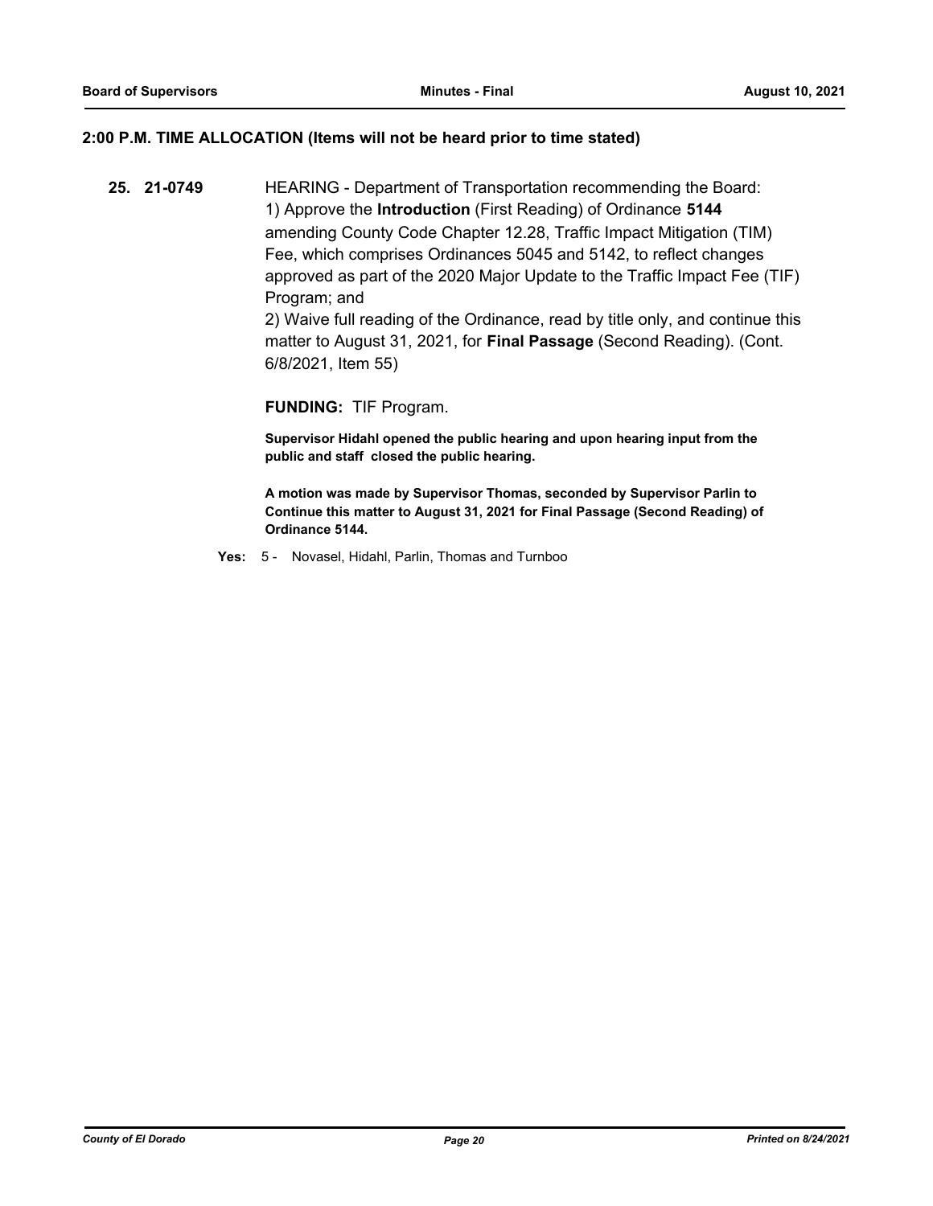## 2:00 P.M. TIME ALLOCATION (Items will not be heard prior to time stated)

**25. 21-0749** HEARING - Department of Transportation recommending the Board:
1) Approve the **Introduction** (First Reading) of Ordinance **5144** amending County Code Chapter 12.28, Traffic Impact Mitigation (TIM) Fee, which comprises Ordinances 5045 and 5142, to reflect changes approved as part of the 2020 Major Update to the Traffic Impact Fee (TIF) Program; and
2) Waive full reading of the Ordinance, read by title only, and continue this matter to August 31, 2021, for **Final Passage** (Second Reading). (Cont. 6/8/2021, Item 55)

**FUNDING:** TIF Program.

**Supervisor Hidahl opened the public hearing and upon hearing input from the public and staff closed the public hearing.**

**A motion was made by Supervisor Thomas, seconded by Supervisor Parlin to Continue this matter to August 31, 2021 for Final Passage (Second Reading) of Ordinance 5144.**

**Yes:** 5 - Novasel, Hidahl, Parlin, Thomas and Turnboo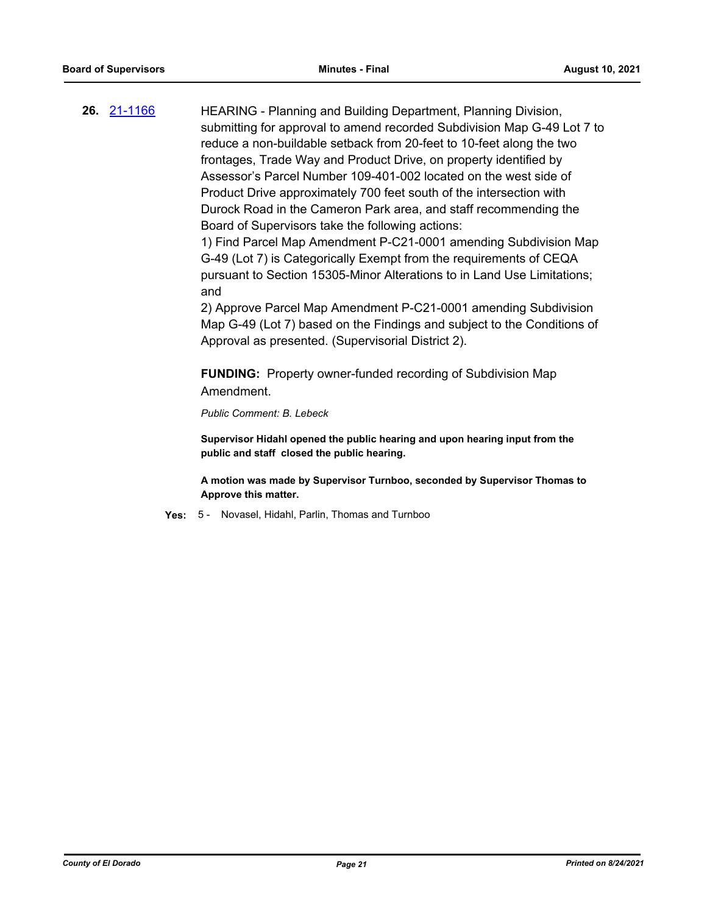**26.** 21-1166 HEARING - Planning and Building Department, Planning Division, submitting for approval to amend recorded Subdivision Map G-49 Lot 7 to reduce a non-buildable setback from 20-feet to 10-feet along the two frontages, Trade Way and Product Drive, on property identified by Assessor's Parcel Number 109-401-002 located on the west side of Product Drive approximately 700 feet south of the intersection with Durock Road in the Cameron Park area, and staff recommending the Board of Supervisors take the following actions:

1) Find Parcel Map Amendment P-C21-0001 amending Subdivision Map G-49 (Lot 7) is Categorically Exempt from the requirements of CEQA pursuant to Section 15305-Minor Alterations to in Land Use Limitations; and

2) Approve Parcel Map Amendment P-C21-0001 amending Subdivision Map G-49 (Lot 7) based on the Findings and subject to the Conditions of Approval as presented. (Supervisorial District 2).

**FUNDING:** Property owner-funded recording of Subdivision Map Amendment.

*Public Comment: B. Lebeck*

**Supervisor Hidahl opened the public hearing and upon hearing input from the public and staff closed the public hearing.**

**A motion was made by Supervisor Turnboo, seconded by Supervisor Thomas to Approve this matter.**

**Yes:** 5 - Novasel, Hidahl, Parlin, Thomas and Turnboo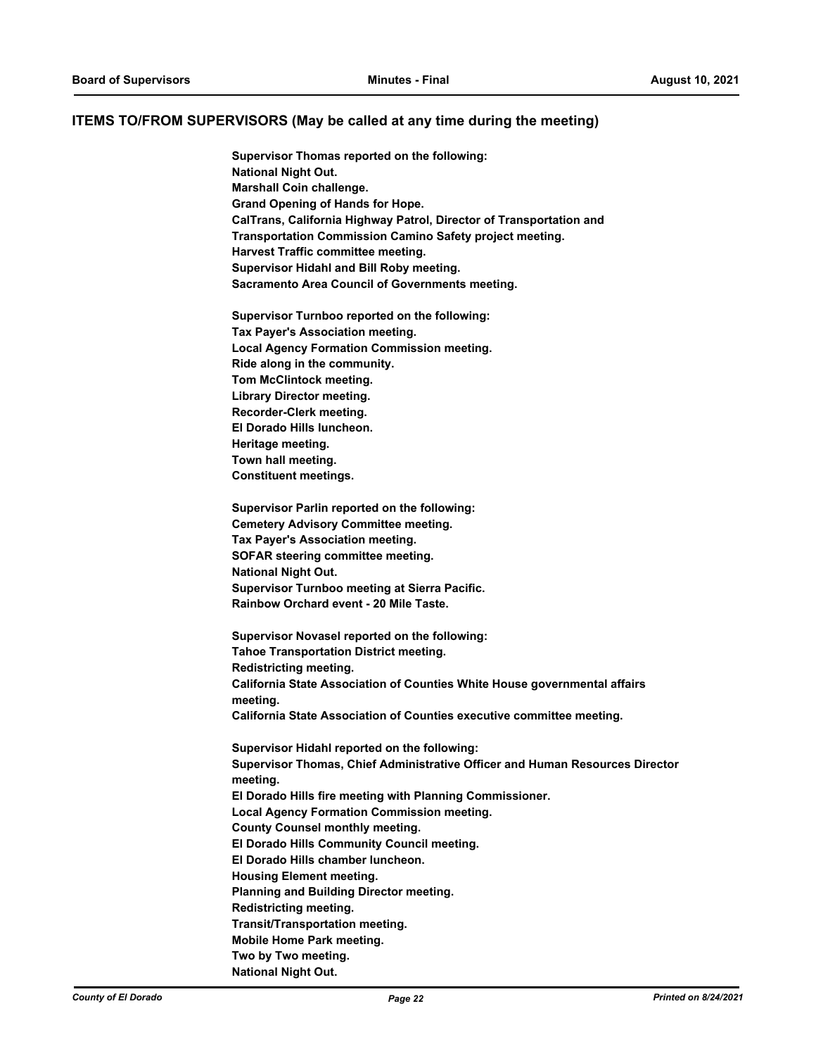## ITEMS TO/FROM SUPERVISORS (May be called at any time during the meeting)

**Supervisor Thomas reported on the following:**
**National Night Out.**
**Marshall Coin challenge.**
**Grand Opening of Hands for Hope.**
**CalTrans, California Highway Patrol, Director of Transportation and Transportation Commission Camino Safety project meeting.**
**Harvest Traffic committee meeting.**
**Supervisor Hidahl and Bill Roby meeting.**
**Sacramento Area Council of Governments meeting.**

**Supervisor Turnboo reported on the following:**
**Tax Payer's Association meeting.**
**Local Agency Formation Commission meeting.**
**Ride along in the community.**
**Tom McClintock meeting.**
**Library Director meeting.**
**Recorder-Clerk meeting.**
**El Dorado Hills luncheon.**
**Heritage meeting.**
**Town hall meeting.**
**Constituent meetings.**

**Supervisor Parlin reported on the following:**
**Cemetery Advisory Committee meeting.**
**Tax Payer's Association meeting.**
**SOFAR steering committee meeting.**
**National Night Out.**
**Supervisor Turnboo meeting at Sierra Pacific.**
**Rainbow Orchard event - 20 Mile Taste.**

**Supervisor Novasel reported on the following:**
**Tahoe Transportation District meeting.**
**Redistricting meeting.**
**California State Association of Counties White House governmental affairs meeting.**
**California State Association of Counties executive committee meeting.**

**Supervisor Hidahl reported on the following:**
**Supervisor Thomas, Chief Administrative Officer and Human Resources Director meeting.**
**El Dorado Hills fire meeting with Planning Commissioner.**
**Local Agency Formation Commission meeting.**
**County Counsel monthly meeting.**
**El Dorado Hills Community Council meeting.**
**El Dorado Hills chamber luncheon.**
**Housing Element meeting.**
**Planning and Building Director meeting.**
**Redistricting meeting.**
**Transit/Transportation meeting.**
**Mobile Home Park meeting.**
**Two by Two meeting.**
**National Night Out.**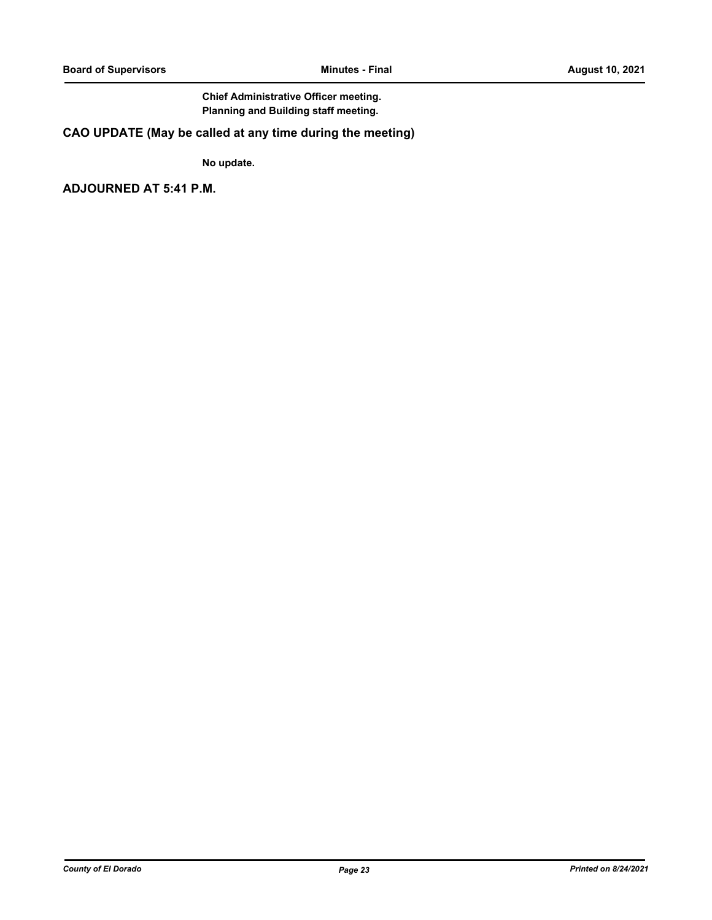**Chief Administrative Officer meeting.**
**Planning and Building staff meeting.**

## CAO UPDATE (May be called at any time during the meeting)

**No update.**

## ADJOURNED AT 5:41 P.M.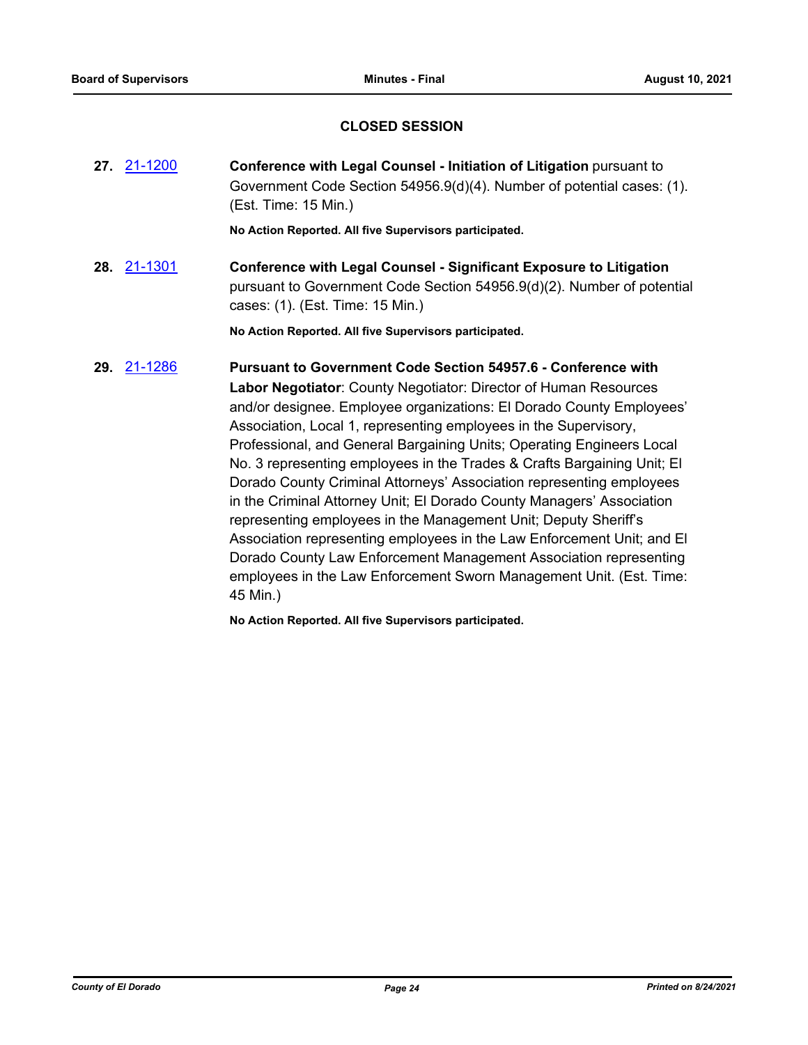## CLOSED SESSION

**27.** 21-1200 **Conference with Legal Counsel - Initiation of Litigation** pursuant to Government Code Section 54956.9(d)(4). Number of potential cases: (1). (Est. Time: 15 Min.)

**No Action Reported. All five Supervisors participated.**

**28.** 21-1301 **Conference with Legal Counsel - Significant Exposure to Litigation** pursuant to Government Code Section 54956.9(d)(2). Number of potential cases: (1). (Est. Time: 15 Min.)

**No Action Reported. All five Supervisors participated.**

**29.** 21-1286 **Pursuant to Government Code Section 54957.6 - Conference with Labor Negotiator**: County Negotiator: Director of Human Resources and/or designee. Employee organizations: El Dorado County Employees' Association, Local 1, representing employees in the Supervisory, Professional, and General Bargaining Units; Operating Engineers Local No. 3 representing employees in the Trades & Crafts Bargaining Unit; El Dorado County Criminal Attorneys' Association representing employees in the Criminal Attorney Unit; El Dorado County Managers' Association representing employees in the Management Unit; Deputy Sheriff's Association representing employees in the Law Enforcement Unit; and El Dorado County Law Enforcement Management Association representing employees in the Law Enforcement Sworn Management Unit. (Est. Time: 45 Min.)

**No Action Reported. All five Supervisors participated.**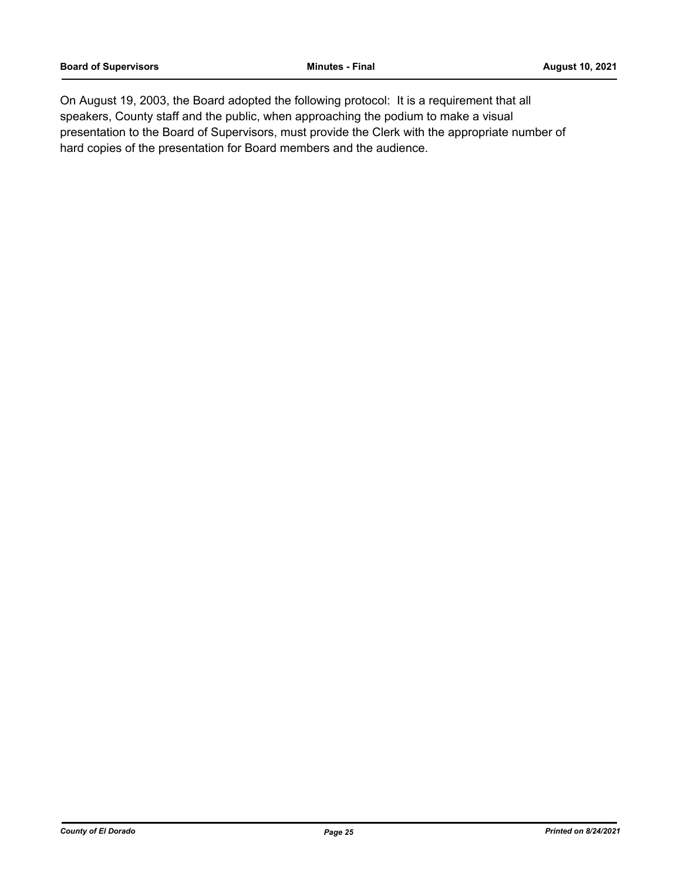On August 19, 2003, the Board adopted the following protocol: It is a requirement that all speakers, County staff and the public, when approaching the podium to make a visual presentation to the Board of Supervisors, must provide the Clerk with the appropriate number of hard copies of the presentation for Board members and the audience.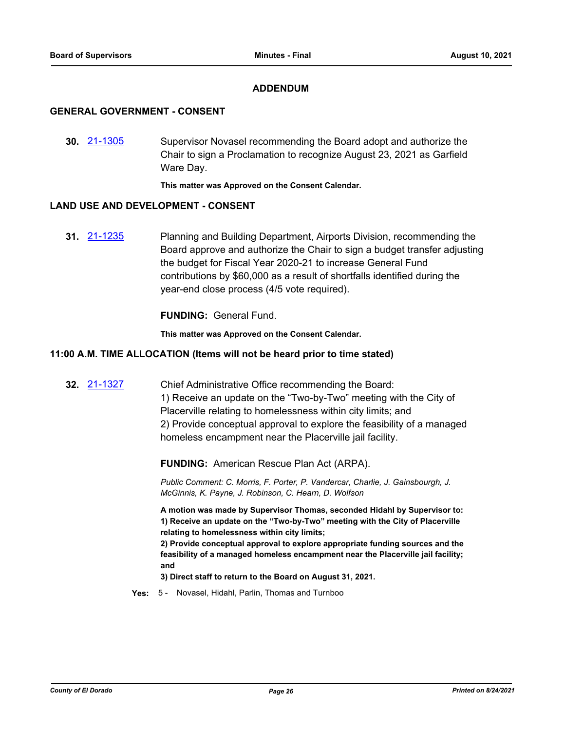## ADDENDUM

### GENERAL GOVERNMENT - CONSENT

**30.** [21-1305](21-1305) Supervisor Novasel recommending the Board adopt and authorize the Chair to sign a Proclamation to recognize August 23, 2021 as Garfield Ware Day.

**This matter was Approved on the Consent Calendar.**

### LAND USE AND DEVELOPMENT - CONSENT

**31.** [21-1235](21-1235) Planning and Building Department, Airports Division, recommending the Board approve and authorize the Chair to sign a budget transfer adjusting the budget for Fiscal Year 2020-21 to increase General Fund contributions by $60,000 as a result of shortfalls identified during the year-end close process (4/5 vote required).

**FUNDING:** General Fund.

**This matter was Approved on the Consent Calendar.**

### 11:00 A.M. TIME ALLOCATION (Items will not be heard prior to time stated)

**32.** [21-1327](21-1327) Chief Administrative Office recommending the Board:
1) Receive an update on the "Two-by-Two" meeting with the City of Placerville relating to homelessness within city limits; and
2) Provide conceptual approval to explore the feasibility of a managed homeless encampment near the Placerville jail facility.

**FUNDING:** American Rescue Plan Act (ARPA).

*Public Comment: C. Morris, F. Porter, P. Vandercar, Charlie, J. Gainsbourgh, J. McGinnis, K. Payne, J. Robinson, C. Hearn, D. Wolfson*

**A motion was made by Supervisor Thomas, seconded Hidahl by Supervisor to:**
**1) Receive an update on the "Two-by-Two" meeting with the City of Placerville relating to homelessness within city limits;**
**2) Provide conceptual approval to explore appropriate funding sources and the feasibility of a managed homeless encampment near the Placerville jail facility; and**
**3) Direct staff to return to the Board on August 31, 2021.**

**Yes:** 5 - Novasel, Hidahl, Parlin, Thomas and Turnboo